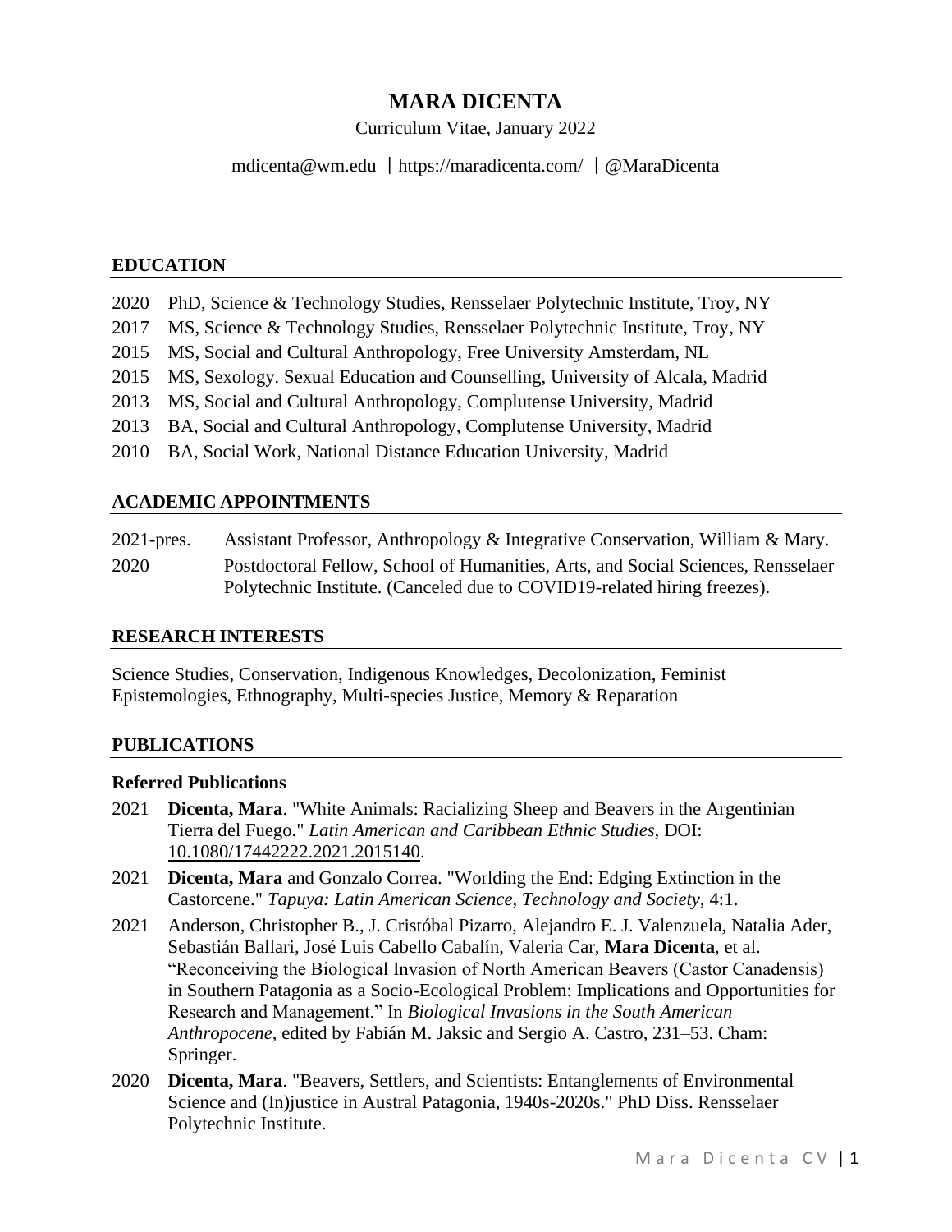# MARA DICENTA

Curriculum Vitae, January 2022

mdicenta@wm.edu | https://maradicenta.com/ | @MaraDicenta

## EDUCATION

2020 PhD, Science & Technology Studies, Rensselaer Polytechnic Institute, Troy, NY
2017 MS, Science & Technology Studies, Rensselaer Polytechnic Institute, Troy, NY
2015 MS, Social and Cultural Anthropology, Free University Amsterdam, NL
2015 MS, Sexology. Sexual Education and Counselling, University of Alcala, Madrid
2013 MS, Social and Cultural Anthropology, Complutense University, Madrid
2013 BA, Social and Cultural Anthropology, Complutense University, Madrid
2010 BA, Social Work, National Distance Education University, Madrid

## ACADEMIC APPOINTMENTS

2021-pres. Assistant Professor, Anthropology & Integrative Conservation, William & Mary.

2020 Postdoctoral Fellow, School of Humanities, Arts, and Social Sciences, Rensselaer Polytechnic Institute. (Canceled due to COVID19-related hiring freezes).

## RESEARCH INTERESTS

Science Studies, Conservation, Indigenous Knowledges, Decolonization, Feminist Epistemologies, Ethnography, Multi-species Justice, Memory & Reparation

## PUBLICATIONS

### Referred Publications

2021 **Dicenta, Mara**. "White Animals: Racializing Sheep and Beavers in the Argentinian Tierra del Fuego." *Latin American and Caribbean Ethnic Studies*, DOI: 10.1080/17442222.2021.2015140.

2021 **Dicenta, Mara** and Gonzalo Correa. "Worlding the End: Edging Extinction in the Castorcene." *Tapuya: Latin American Science, Technology and Society*, 4:1.

2021 Anderson, Christopher B., J. Cristóbal Pizarro, Alejandro E. J. Valenzuela, Natalia Ader, Sebastián Ballari, José Luis Cabello Cabalín, Valeria Car, **Mara Dicenta**, et al. "Reconceiving the Biological Invasion of North American Beavers (Castor Canadensis) in Southern Patagonia as a Socio-Ecological Problem: Implications and Opportunities for Research and Management." In *Biological Invasions in the South American Anthropocene*, edited by Fabián M. Jaksic and Sergio A. Castro, 231–53. Cham: Springer.

2020 **Dicenta, Mara**. "Beavers, Settlers, and Scientists: Entanglements of Environmental Science and (In)justice in Austral Patagonia, 1940s-2020s." PhD Diss. Rensselaer Polytechnic Institute.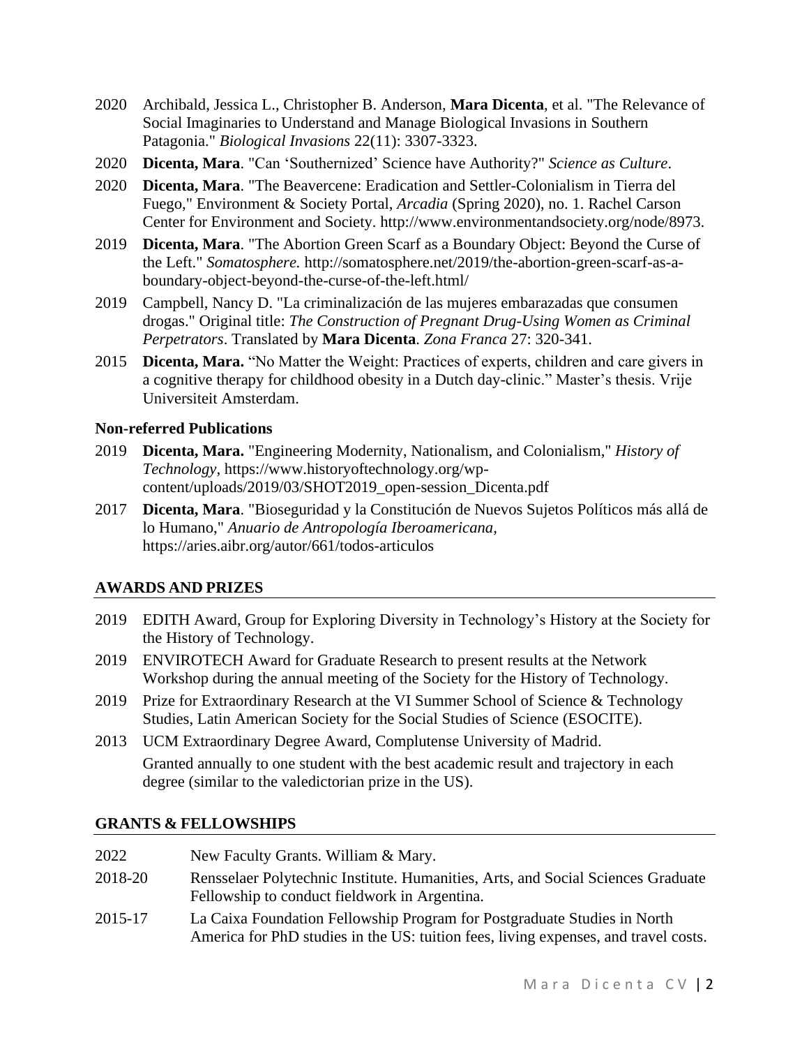2020 Archibald, Jessica L., Christopher B. Anderson, **Mara Dicenta**, et al. "The Relevance of Social Imaginaries to Understand and Manage Biological Invasions in Southern Patagonia." *Biological Invasions* 22(11): 3307-3323.

2020 **Dicenta, Mara**. "Can 'Southernized' Science have Authority?" *Science as Culture*.

2020 **Dicenta, Mara**. "The Beavercene: Eradication and Settler-Colonialism in Tierra del Fuego," Environment & Society Portal, *Arcadia* (Spring 2020), no. 1. Rachel Carson Center for Environment and Society. http://www.environmentandsociety.org/node/8973.

2019 **Dicenta, Mara**. "The Abortion Green Scarf as a Boundary Object: Beyond the Curse of the Left." *Somatosphere.* http://somatosphere.net/2019/the-abortion-green-scarf-as-a-boundary-object-beyond-the-curse-of-the-left.html/

2019 Campbell, Nancy D. "La criminalización de las mujeres embarazadas que consumen drogas." Original title: *The Construction of Pregnant Drug-Using Women as Criminal Perpetrators*. Translated by **Mara Dicenta**. *Zona Franca* 27: 320-341.

2015 **Dicenta, Mara.** "No Matter the Weight: Practices of experts, children and care givers in a cognitive therapy for childhood obesity in a Dutch day-clinic." Master's thesis. Vrije Universiteit Amsterdam.

### Non-referred Publications

2019 **Dicenta, Mara.** "Engineering Modernity, Nationalism, and Colonialism," *History of Technology,* https://www.historyoftechnology.org/wp-content/uploads/2019/03/SHOT2019_open-session_Dicenta.pdf

2017 **Dicenta, Mara**. "Bioseguridad y la Constitución de Nuevos Sujetos Políticos más allá de lo Humano," *Anuario de Antropología Iberoamericana,* https://aries.aibr.org/autor/661/todos-articulos

## AWARDS AND PRIZES

2019 EDITH Award, Group for Exploring Diversity in Technology's History at the Society for the History of Technology.

2019 ENVIROTECH Award for Graduate Research to present results at the Network Workshop during the annual meeting of the Society for the History of Technology.

2019 Prize for Extraordinary Research at the VI Summer School of Science & Technology Studies, Latin American Society for the Social Studies of Science (ESOCITE).

2013 UCM Extraordinary Degree Award, Complutense University of Madrid.
Granted annually to one student with the best academic result and trajectory in each degree (similar to the valedictorian prize in the US).

## GRANTS & FELLOWSHIPS

2022 New Faculty Grants. William & Mary.

2018-20 Rensselaer Polytechnic Institute. Humanities, Arts, and Social Sciences Graduate Fellowship to conduct fieldwork in Argentina.

2015-17 La Caixa Foundation Fellowship Program for Postgraduate Studies in North America for PhD studies in the US: tuition fees, living expenses, and travel costs.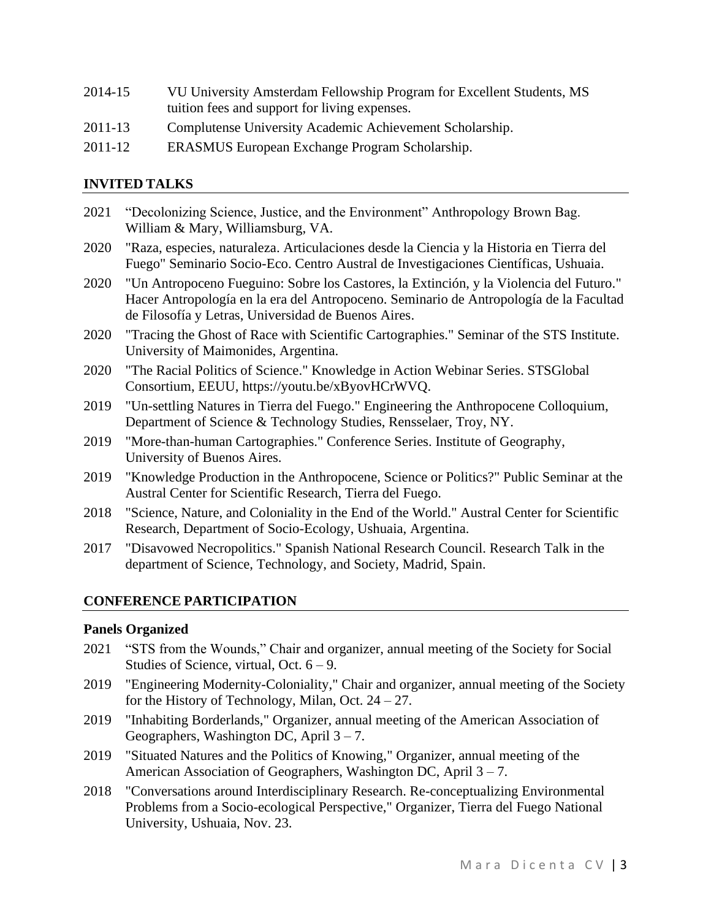2014-15 VU University Amsterdam Fellowship Program for Excellent Students, MS tuition fees and support for living expenses.

2011-13 Complutense University Academic Achievement Scholarship.

2011-12 ERASMUS European Exchange Program Scholarship.

## INVITED TALKS

- 2021 "Decolonizing Science, Justice, and the Environment" Anthropology Brown Bag. William & Mary, Williamsburg, VA.
- 2020 "Raza, especies, naturaleza. Articulaciones desde la Ciencia y la Historia en Tierra del Fuego" Seminario Socio-Eco. Centro Austral de Investigaciones Científicas, Ushuaia.
- 2020 "Un Antropoceno Fueguino: Sobre los Castores, la Extinción, y la Violencia del Futuro." Hacer Antropología en la era del Antropoceno. Seminario de Antropología de la Facultad de Filosofía y Letras, Universidad de Buenos Aires.
- 2020 "Tracing the Ghost of Race with Scientific Cartographies." Seminar of the STS Institute. University of Maimonides, Argentina.
- 2020 "The Racial Politics of Science." Knowledge in Action Webinar Series. STSGlobal Consortium, EEUU, https://youtu.be/xByovHCrWVQ.
- 2019 "Un-settling Natures in Tierra del Fuego." Engineering the Anthropocene Colloquium, Department of Science & Technology Studies, Rensselaer, Troy, NY.
- 2019 "More-than-human Cartographies." Conference Series. Institute of Geography, University of Buenos Aires.
- 2019 "Knowledge Production in the Anthropocene, Science or Politics?" Public Seminar at the Austral Center for Scientific Research, Tierra del Fuego.
- 2018 "Science, Nature, and Coloniality in the End of the World." Austral Center for Scientific Research, Department of Socio-Ecology, Ushuaia, Argentina.
- 2017 "Disavowed Necropolitics." Spanish National Research Council. Research Talk in the department of Science, Technology, and Society, Madrid, Spain.

## CONFERENCE PARTICIPATION

### Panels Organized

- 2021 "STS from the Wounds," Chair and organizer, annual meeting of the Society for Social Studies of Science, virtual, Oct. 6 – 9.
- 2019 "Engineering Modernity-Coloniality," Chair and organizer, annual meeting of the Society for the History of Technology, Milan, Oct. 24 – 27.
- 2019 "Inhabiting Borderlands," Organizer, annual meeting of the American Association of Geographers, Washington DC, April 3 – 7.
- 2019 "Situated Natures and the Politics of Knowing," Organizer, annual meeting of the American Association of Geographers, Washington DC, April 3 – 7.
- 2018 "Conversations around Interdisciplinary Research. Re-conceptualizing Environmental Problems from a Socio-ecological Perspective," Organizer, Tierra del Fuego National University, Ushuaia, Nov. 23.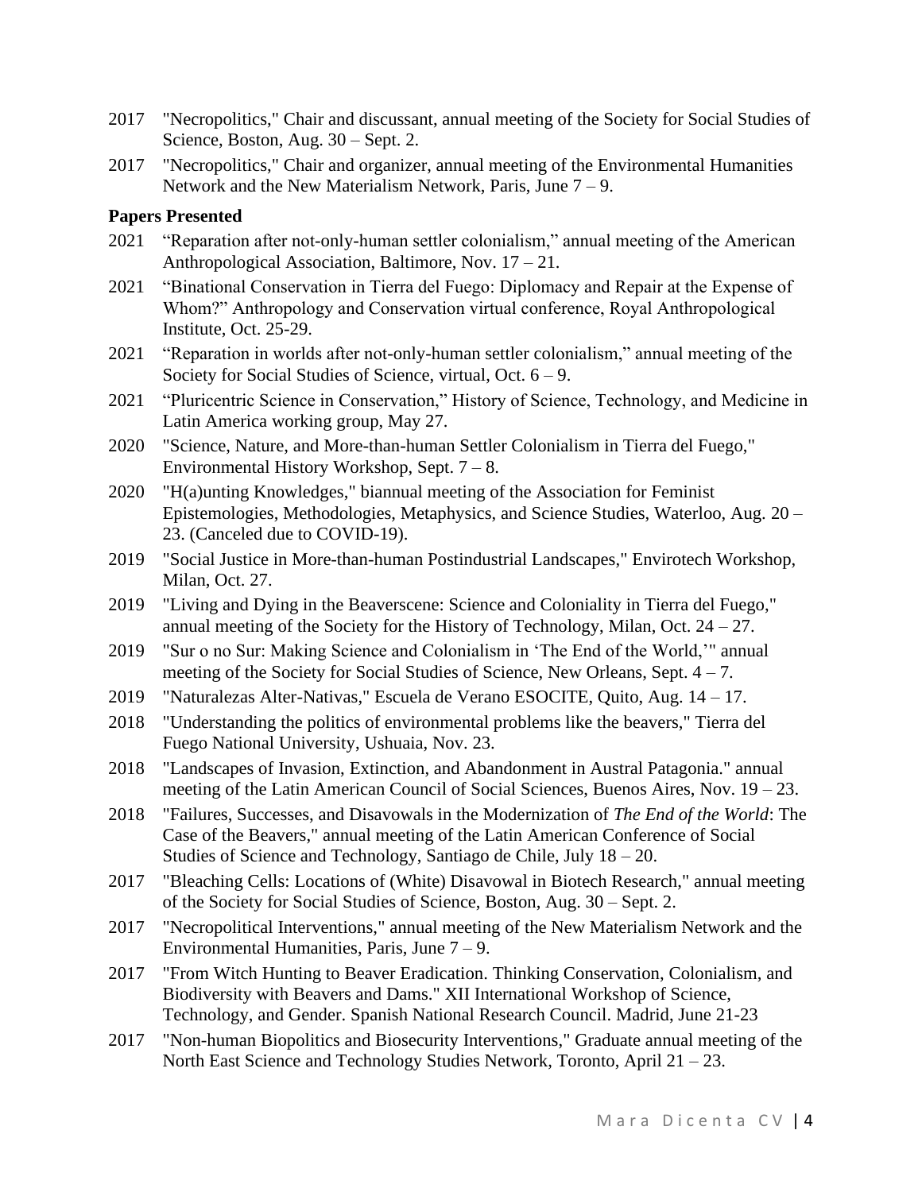2017 "Necropolitics," Chair and discussant, annual meeting of the Society for Social Studies of Science, Boston, Aug. 30 – Sept. 2.

2017 "Necropolitics," Chair and organizer, annual meeting of the Environmental Humanities Network and the New Materialism Network, Paris, June 7 – 9.

**Papers Presented**

2021 “Reparation after not-only-human settler colonialism,” annual meeting of the American Anthropological Association, Baltimore, Nov. 17 – 21.

2021 “Binational Conservation in Tierra del Fuego: Diplomacy and Repair at the Expense of Whom?” Anthropology and Conservation virtual conference, Royal Anthropological Institute, Oct. 25-29.

2021 “Reparation in worlds after not-only-human settler colonialism,” annual meeting of the Society for Social Studies of Science, virtual, Oct. 6 – 9.

2021 “Pluricentric Science in Conservation,” History of Science, Technology, and Medicine in Latin America working group, May 27.

2020 "Science, Nature, and More-than-human Settler Colonialism in Tierra del Fuego," Environmental History Workshop, Sept. 7 – 8.

2020 "H(a)unting Knowledges," biannual meeting of the Association for Feminist Epistemologies, Methodologies, Metaphysics, and Science Studies, Waterloo, Aug. 20 – 23. (Canceled due to COVID-19).

2019 "Social Justice in More-than-human Postindustrial Landscapes," Envirotech Workshop, Milan, Oct. 27.

2019 "Living and Dying in the Beaverscene: Science and Coloniality in Tierra del Fuego," annual meeting of the Society for the History of Technology, Milan, Oct. 24 – 27.

2019 "Sur o no Sur: Making Science and Colonialism in ‘The End of the World,’" annual meeting of the Society for Social Studies of Science, New Orleans, Sept. 4 – 7.

2019 "Naturalezas Alter-Nativas," Escuela de Verano ESOCITE, Quito, Aug. 14 – 17.

2018 "Understanding the politics of environmental problems like the beavers," Tierra del Fuego National University, Ushuaia, Nov. 23.

2018 "Landscapes of Invasion, Extinction, and Abandonment in Austral Patagonia." annual meeting of the Latin American Council of Social Sciences, Buenos Aires, Nov. 19 – 23.

2018 "Failures, Successes, and Disavowals in the Modernization of *The End of the World*: The Case of the Beavers," annual meeting of the Latin American Conference of Social Studies of Science and Technology, Santiago de Chile, July 18 – 20.

2017 "Bleaching Cells: Locations of (White) Disavowal in Biotech Research," annual meeting of the Society for Social Studies of Science, Boston, Aug. 30 – Sept. 2.

2017 "Necropolitical Interventions," annual meeting of the New Materialism Network and the Environmental Humanities, Paris, June 7 – 9.

2017 "From Witch Hunting to Beaver Eradication. Thinking Conservation, Colonialism, and Biodiversity with Beavers and Dams." XII International Workshop of Science, Technology, and Gender. Spanish National Research Council. Madrid, June 21-23

2017 "Non-human Biopolitics and Biosecurity Interventions," Graduate annual meeting of the North East Science and Technology Studies Network, Toronto, April 21 – 23.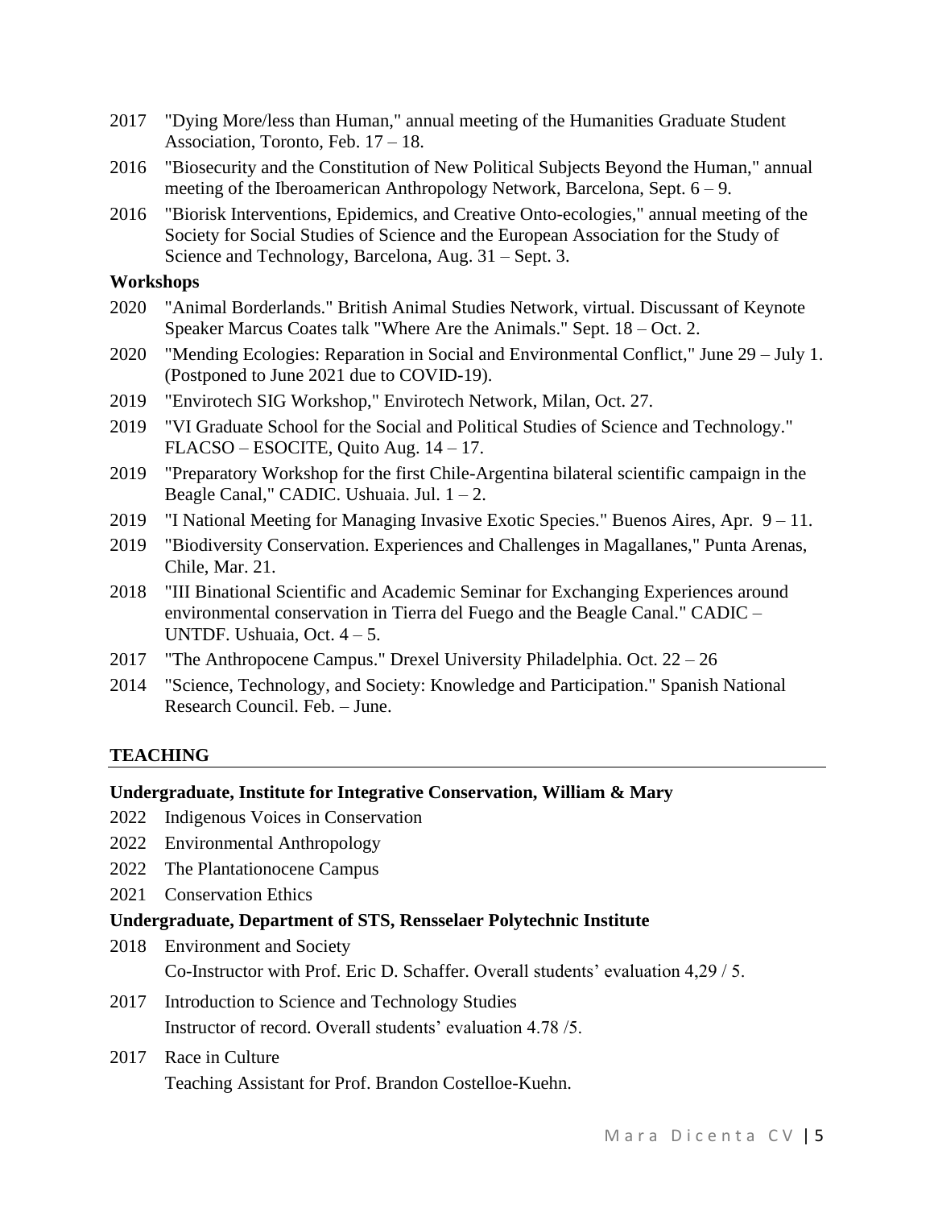2017 "Dying More/less than Human," annual meeting of the Humanities Graduate Student Association, Toronto, Feb. 17 – 18.

2016 "Biosecurity and the Constitution of New Political Subjects Beyond the Human," annual meeting of the Iberoamerican Anthropology Network, Barcelona, Sept. 6 – 9.

2016 "Biorisk Interventions, Epidemics, and Creative Onto-ecologies," annual meeting of the Society for Social Studies of Science and the European Association for the Study of Science and Technology, Barcelona, Aug. 31 – Sept. 3.

### Workshops

2020 "Animal Borderlands." British Animal Studies Network, virtual. Discussant of Keynote Speaker Marcus Coates talk "Where Are the Animals." Sept. 18 – Oct. 2.

2020 "Mending Ecologies: Reparation in Social and Environmental Conflict," June 29 – July 1. (Postponed to June 2021 due to COVID-19).

2019 "Envirotech SIG Workshop," Envirotech Network, Milan, Oct. 27.

2019 "VI Graduate School for the Social and Political Studies of Science and Technology." FLACSO – ESOCITE, Quito Aug. 14 – 17.

2019 "Preparatory Workshop for the first Chile-Argentina bilateral scientific campaign in the Beagle Canal," CADIC. Ushuaia. Jul. 1 – 2.

2019 "I National Meeting for Managing Invasive Exotic Species." Buenos Aires, Apr. 9 – 11.

2019 "Biodiversity Conservation. Experiences and Challenges in Magallanes," Punta Arenas, Chile, Mar. 21.

2018 "III Binational Scientific and Academic Seminar for Exchanging Experiences around environmental conservation in Tierra del Fuego and the Beagle Canal." CADIC – UNTDF. Ushuaia, Oct. 4 – 5.

2017 "The Anthropocene Campus." Drexel University Philadelphia. Oct. 22 – 26

2014 "Science, Technology, and Society: Knowledge and Participation." Spanish National Research Council. Feb. – June.

## TEACHING

### Undergraduate, Institute for Integrative Conservation, William & Mary

2022 Indigenous Voices in Conservation

2022 Environmental Anthropology

2022 The Plantationocene Campus

2021 Conservation Ethics

### Undergraduate, Department of STS, Rensselaer Polytechnic Institute

2018 Environment and Society
Co-Instructor with Prof. Eric D. Schaffer. Overall students' evaluation 4,29 / 5.

2017 Introduction to Science and Technology Studies
Instructor of record. Overall students' evaluation 4.78 /5.

2017 Race in Culture
Teaching Assistant for Prof. Brandon Costelloe-Kuehn.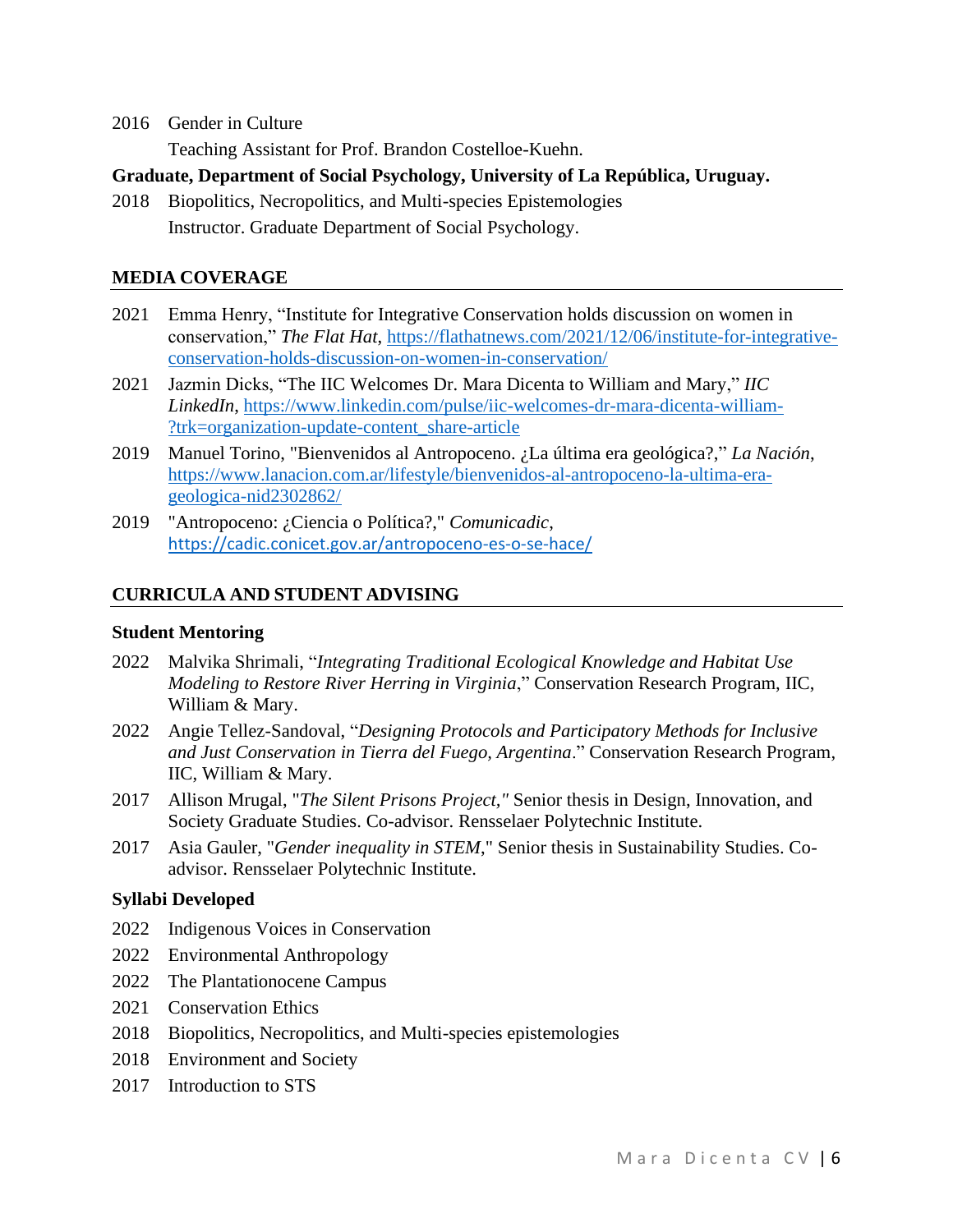2016 Gender in Culture
Teaching Assistant for Prof. Brandon Costelloe-Kuehn.

**Graduate, Department of Social Psychology, University of La República, Uruguay.**

2018 Biopolitics, Necropolitics, and Multi-species Epistemologies
Instructor. Graduate Department of Social Psychology.

## MEDIA COVERAGE

2021 Emma Henry, "Institute for Integrative Conservation holds discussion on women in conservation," *The Flat Hat*, https://flathatnews.com/2021/12/06/institute-for-integrative-conservation-holds-discussion-on-women-in-conservation/

2021 Jazmin Dicks, "The IIC Welcomes Dr. Mara Dicenta to William and Mary," *IIC LinkedIn*, https://www.linkedin.com/pulse/iic-welcomes-dr-mara-dicenta-william-?trk=organization-update-content_share-article

2019 Manuel Torino, "Bienvenidos al Antropoceno. ¿La última era geológica?," *La Nación*, https://www.lanacion.com.ar/lifestyle/bienvenidos-al-antropoceno-la-ultima-era-geologica-nid2302862/

2019 "Antropoceno: ¿Ciencia o Política?," *Comunicadic*, https://cadic.conicet.gov.ar/antropoceno-es-o-se-hace/

## CURRICULA AND STUDENT ADVISING

### Student Mentoring

2022 Malvika Shrimali, "*Integrating Traditional Ecological Knowledge and Habitat Use Modeling to Restore River Herring in Virginia*," Conservation Research Program, IIC, William & Mary.

2022 Angie Tellez-Sandoval, "*Designing Protocols and Participatory Methods for Inclusive and Just Conservation in Tierra del Fuego, Argentina*." Conservation Research Program, IIC, William & Mary.

2017 Allison Mrugal, "*The Silent Prisons Project,"* Senior thesis in Design, Innovation, and Society Graduate Studies. Co-advisor. Rensselaer Polytechnic Institute.

2017 Asia Gauler, "*Gender inequality in STEM*," Senior thesis in Sustainability Studies. Co-advisor. Rensselaer Polytechnic Institute.

### Syllabi Developed

2022 Indigenous Voices in Conservation

2022 Environmental Anthropology

2022 The Plantationocene Campus

2021 Conservation Ethics

2018 Biopolitics, Necropolitics, and Multi-species epistemologies

2018 Environment and Society

2017 Introduction to STS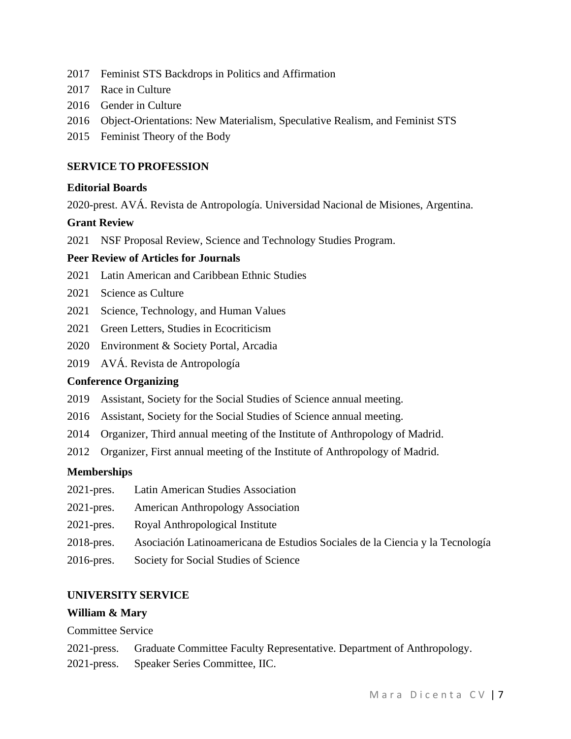2017 Feminist STS Backdrops in Politics and Affirmation

2017 Race in Culture

2016 Gender in Culture

2016 Object-Orientations: New Materialism, Speculative Realism, and Feminist STS

2015 Feminist Theory of the Body

## SERVICE TO PROFESSION

### Editorial Boards

2020-prest. AVÁ. Revista de Antropología. Universidad Nacional de Misiones, Argentina.

### Grant Review

2021 NSF Proposal Review, Science and Technology Studies Program.

### Peer Review of Articles for Journals

2021 Latin American and Caribbean Ethnic Studies

2021 Science as Culture

2021 Science, Technology, and Human Values

2021 Green Letters, Studies in Ecocriticism

2020 Environment & Society Portal, Arcadia

2019 AVÁ. Revista de Antropología

### Conference Organizing

2019 Assistant, Society for the Social Studies of Science annual meeting.

2016 Assistant, Society for the Social Studies of Science annual meeting.

2014 Organizer, Third annual meeting of the Institute of Anthropology of Madrid.

2012 Organizer, First annual meeting of the Institute of Anthropology of Madrid.

### Memberships

2021-pres. Latin American Studies Association

2021-pres. American Anthropology Association

2021-pres. Royal Anthropological Institute

2018-pres. Asociación Latinoamericana de Estudios Sociales de la Ciencia y la Tecnología

2016-pres. Society for Social Studies of Science

## UNIVERSITY SERVICE

### William & Mary

Committee Service

2021-press. Graduate Committee Faculty Representative. Department of Anthropology.

2021-press. Speaker Series Committee, IIC.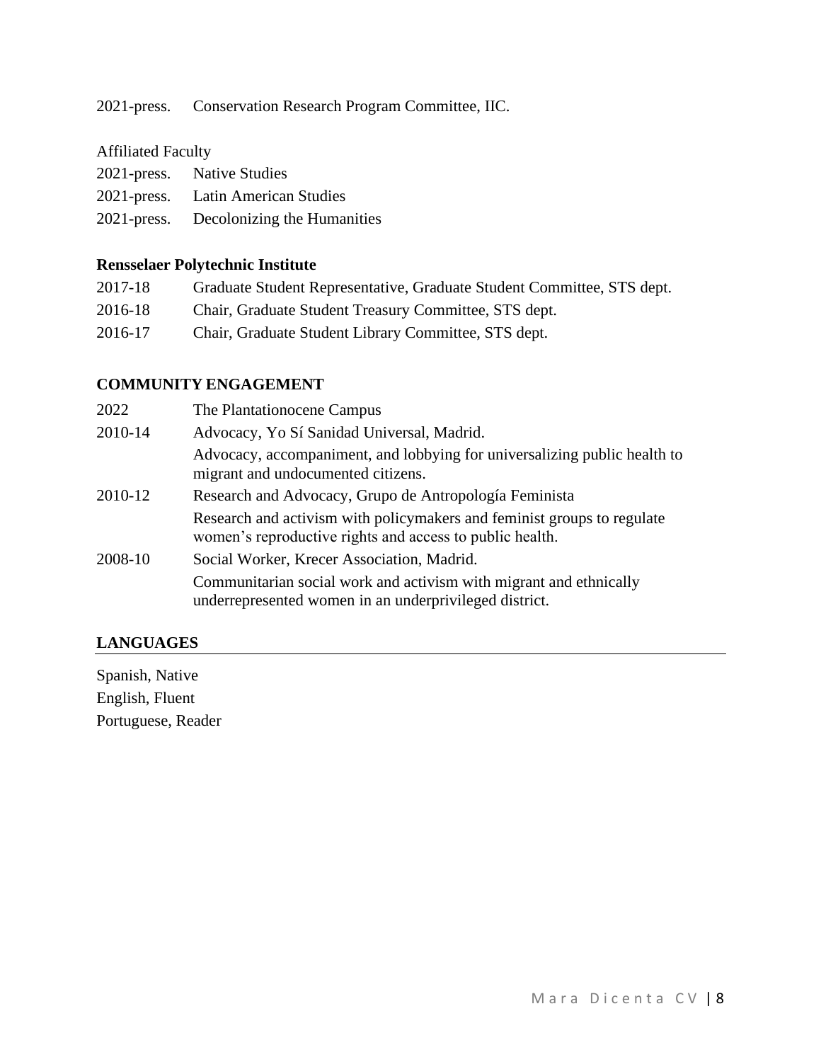2021-press. Conservation Research Program Committee, IIC.

Affiliated Faculty

2021-press. Native Studies

2021-press. Latin American Studies

2021-press. Decolonizing the Humanities

**Rensselaer Polytechnic Institute**

2017-18 Graduate Student Representative, Graduate Student Committee, STS dept.

2016-18 Chair, Graduate Student Treasury Committee, STS dept.

2016-17 Chair, Graduate Student Library Committee, STS dept.

## COMMUNITY ENGAGEMENT

2022 The Plantationocene Campus

2010-14 Advocacy, Yo Sí Sanidad Universal, Madrid.

Advocacy, accompaniment, and lobbying for universalizing public health to migrant and undocumented citizens.

2010-12 Research and Advocacy, Grupo de Antropología Feminista

Research and activism with policymakers and feminist groups to regulate women's reproductive rights and access to public health.

2008-10 Social Worker, Krecer Association, Madrid.

Communitarian social work and activism with migrant and ethnically underrepresented women in an underprivileged district.

## LANGUAGES

Spanish, Native

English, Fluent

Portuguese, Reader